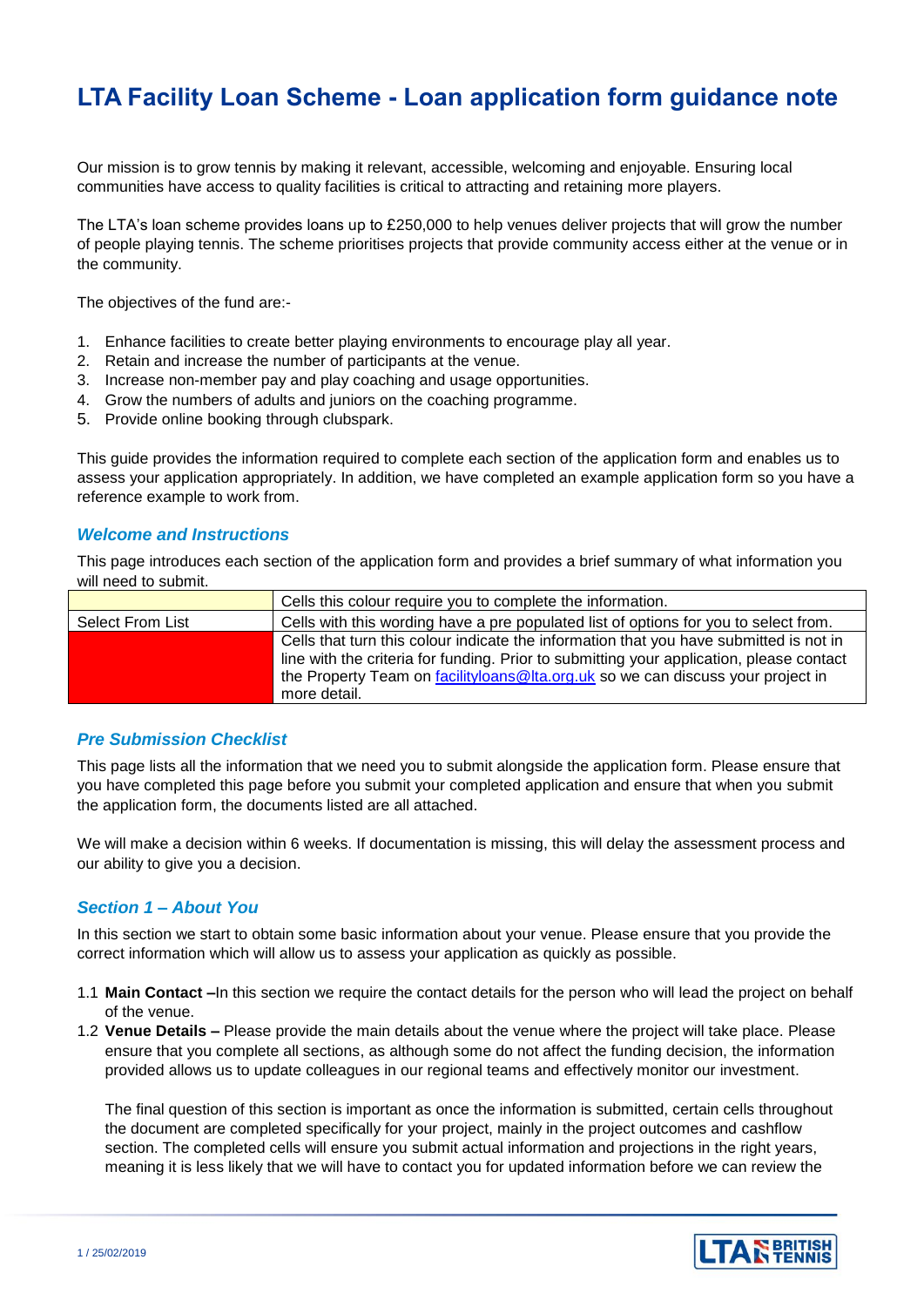# LTA Facility Loan Scheme - Loan application form guidance note

Our mission is to grow tennis by making it relevant, accessible, welcoming and enjoyable. Ensuring local communities have access to quality facilities is critical to attracting and retaining more players.

The LTA's loan scheme provides loans up to £250,000 to help venues deliver projects that will grow the number of people playing tennis. The scheme prioritises projects that provide community access either at the venue or in the community.

The objectives of the fund are:-

1. Enhance facilities to create better playing environments to encourage play all year.
2. Retain and increase the number of participants at the venue.
3. Increase non-member pay and play coaching and usage opportunities.
4. Grow the numbers of adults and juniors on the coaching programme.
5. Provide online booking through clubspark.

This guide provides the information required to complete each section of the application form and enables us to assess your application appropriately. In addition, we have completed an example application form so you have a reference example to work from.

### *Welcome and Instructions*

This page introduces each section of the application form and provides a brief summary of what information you will need to submit.

| | |
|---|---|
| (yellow cell) | Cells this colour require you to complete the information. |
| Select From List | Cells with this wording have a pre populated list of options for you to select from. |
| (red cell) | Cells that turn this colour indicate the information that you have submitted is not in line with the criteria for funding. Prior to submitting your application, please contact the Property Team on facilityloans@lta.org.uk so we can discuss your project in more detail. |

### *Pre Submission Checklist*

This page lists all the information that we need you to submit alongside the application form. Please ensure that you have completed this page before you submit your completed application and ensure that when you submit the application form, the documents listed are all attached.

We will make a decision within 6 weeks. If documentation is missing, this will delay the assessment process and our ability to give you a decision.

### *Section 1 – About You*

In this section we start to obtain some basic information about your venue. Please ensure that you provide the correct information which will allow us to assess your application as quickly as possible.

1.1 **Main Contact –** In this section we require the contact details for the person who will lead the project on behalf of the venue.

1.2 **Venue Details –** Please provide the main details about the venue where the project will take place. Please ensure that you complete all sections, as although some do not affect the funding decision, the information provided allows us to update colleagues in our regional teams and effectively monitor our investment.

The final question of this section is important as once the information is submitted, certain cells throughout the document are completed specifically for your project, mainly in the project outcomes and cashflow section. The completed cells will ensure you submit actual information and projections in the right years, meaning it is less likely that we will have to contact you for updated information before we can review the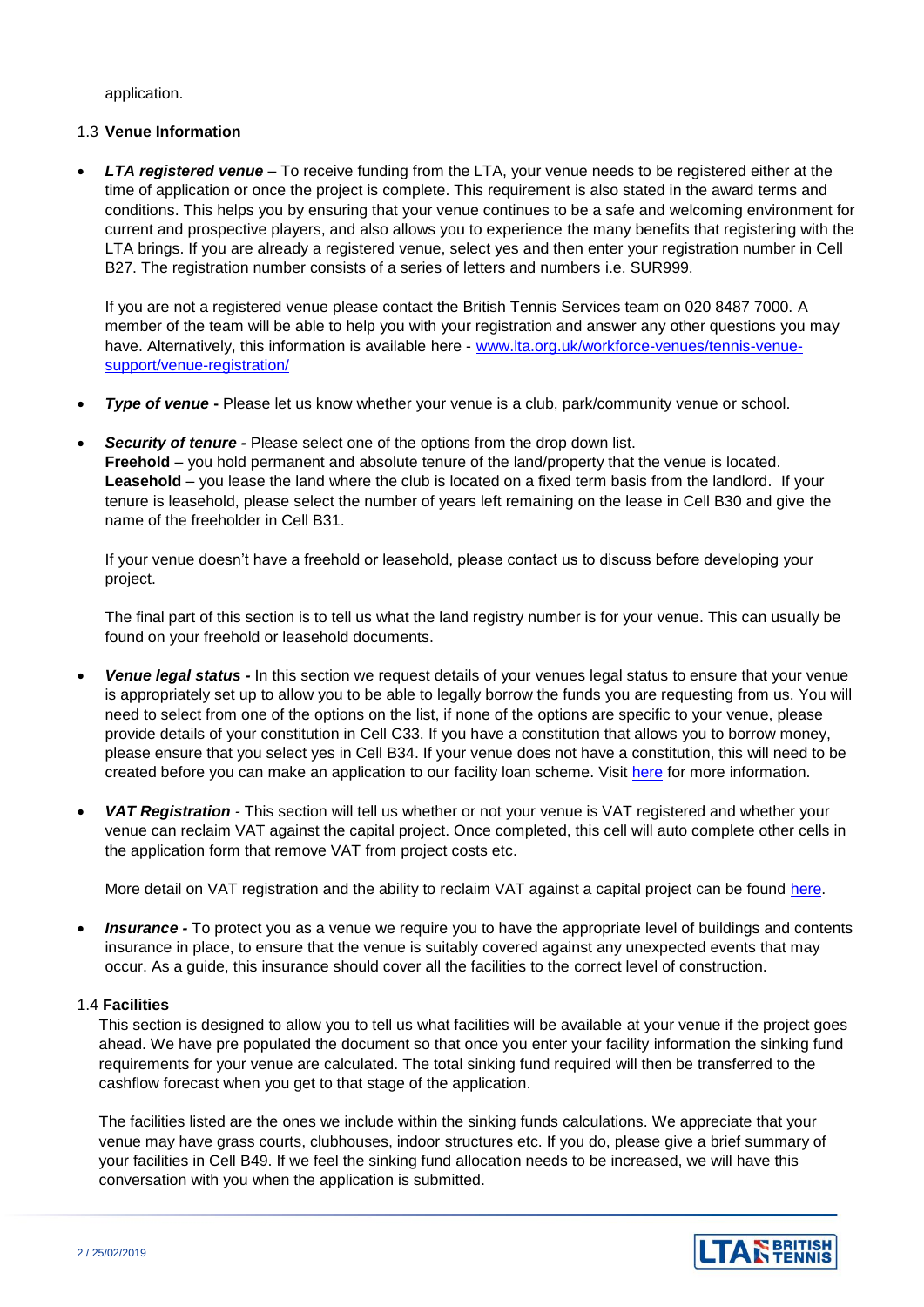application.

### 1.3 **Venue Information**

- ***LTA registered venue*** – To receive funding from the LTA, your venue needs to be registered either at the time of application or once the project is complete. This requirement is also stated in the award terms and conditions. This helps you by ensuring that your venue continues to be a safe and welcoming environment for current and prospective players, and also allows you to experience the many benefits that registering with the LTA brings. If you are already a registered venue, select yes and then enter your registration number in Cell B27. The registration number consists of a series of letters and numbers i.e. SUR999.

  If you are not a registered venue please contact the British Tennis Services team on 020 8487 7000. A member of the team will be able to help you with your registration and answer any other questions you may have. Alternatively, this information is available here - [www.lta.org.uk/workforce-venues/tennis-venue-support/venue-registration/](www.lta.org.uk/workforce-venues/tennis-venue-support/venue-registration/)

- ***Type of venue*** **-** Please let us know whether your venue is a club, park/community venue or school.

- ***Security of tenure*** **-** Please select one of the options from the drop down list.
  **Freehold** – you hold permanent and absolute tenure of the land/property that the venue is located.
  **Leasehold** – you lease the land where the club is located on a fixed term basis from the landlord. If your tenure is leasehold, please select the number of years left remaining on the lease in Cell B30 and give the name of the freeholder in Cell B31.

  If your venue doesn't have a freehold or leasehold, please contact us to discuss before developing your project.

  The final part of this section is to tell us what the land registry number is for your venue. This can usually be found on your freehold or leasehold documents.

- ***Venue legal status*** **-** In this section we request details of your venues legal status to ensure that your venue is appropriately set up to allow you to be able to legally borrow the funds you are requesting from us. You will need to select from one of the options on the list, if none of the options are specific to your venue, please provide details of your constitution in Cell C33. If you have a constitution that allows you to borrow money, please ensure that you select yes in Cell B34. If your venue does not have a constitution, this will need to be created before you can make an application to our facility loan scheme. Visit here for more information.

- ***VAT Registration*** - This section will tell us whether or not your venue is VAT registered and whether your venue can reclaim VAT against the capital project. Once completed, this cell will auto complete other cells in the application form that remove VAT from project costs etc.

  More detail on VAT registration and the ability to reclaim VAT against a capital project can be found here.

- ***Insurance*** **-** To protect you as a venue we require you to have the appropriate level of buildings and contents insurance in place, to ensure that the venue is suitably covered against any unexpected events that may occur. As a guide, this insurance should cover all the facilities to the correct level of construction.

### 1.4 **Facilities**

This section is designed to allow you to tell us what facilities will be available at your venue if the project goes ahead. We have pre populated the document so that once you enter your facility information the sinking fund requirements for your venue are calculated. The total sinking fund required will then be transferred to the cashflow forecast when you get to that stage of the application.

The facilities listed are the ones we include within the sinking funds calculations. We appreciate that your venue may have grass courts, clubhouses, indoor structures etc. If you do, please give a brief summary of your facilities in Cell B49. If we feel the sinking fund allocation needs to be increased, we will have this conversation with you when the application is submitted.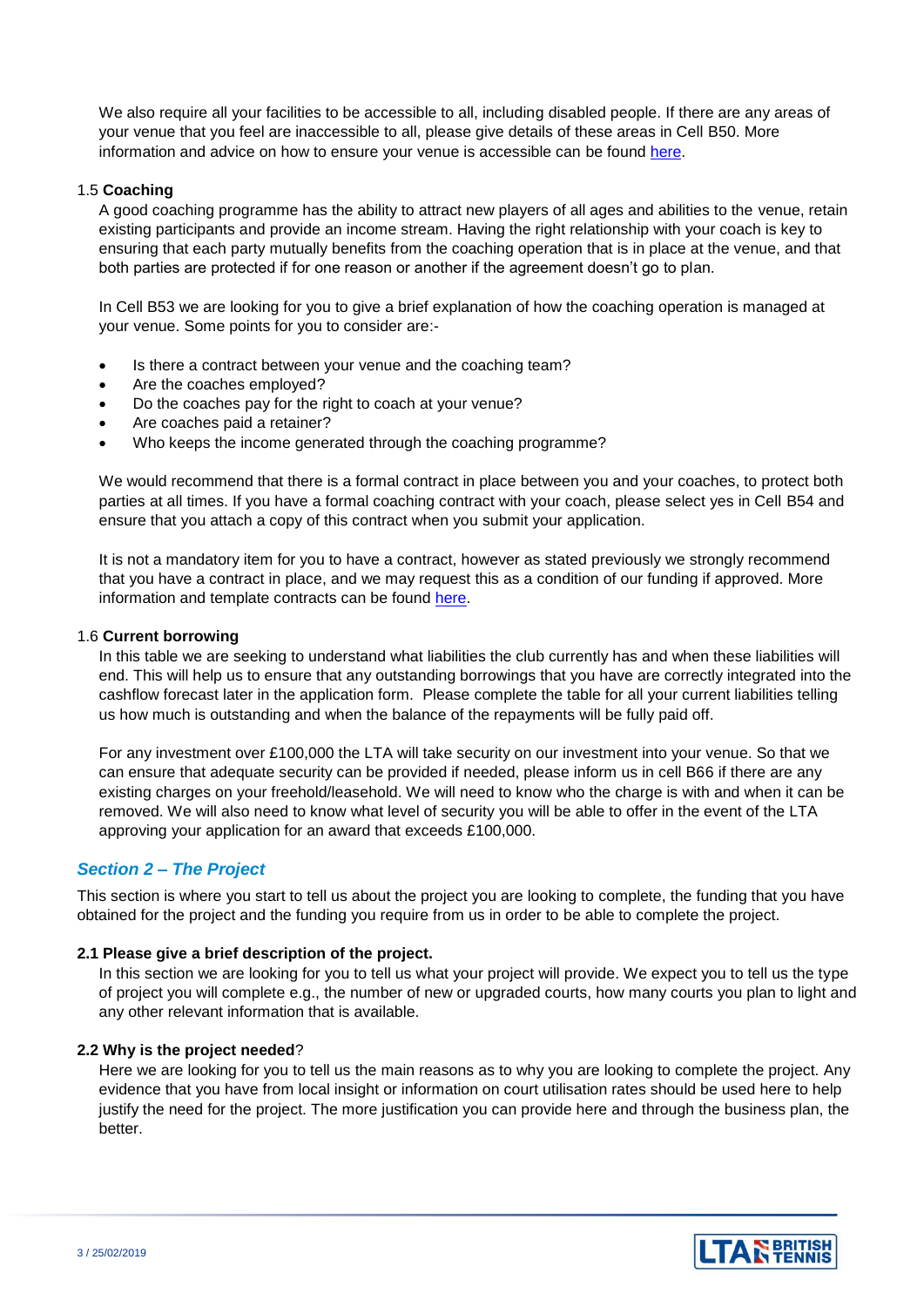We also require all your facilities to be accessible to all, including disabled people. If there are any areas of your venue that you feel are inaccessible to all, please give details of these areas in Cell B50. More information and advice on how to ensure your venue is accessible can be found [here](here).

### 1.5 **Coaching**

A good coaching programme has the ability to attract new players of all ages and abilities to the venue, retain existing participants and provide an income stream. Having the right relationship with your coach is key to ensuring that each party mutually benefits from the coaching operation that is in place at the venue, and that both parties are protected if for one reason or another if the agreement doesn't go to plan.

In Cell B53 we are looking for you to give a brief explanation of how the coaching operation is managed at your venue. Some points for you to consider are:-

- Is there a contract between your venue and the coaching team?
- Are the coaches employed?
- Do the coaches pay for the right to coach at your venue?
- Are coaches paid a retainer?
- Who keeps the income generated through the coaching programme?

We would recommend that there is a formal contract in place between you and your coaches, to protect both parties at all times. If you have a formal coaching contract with your coach, please select yes in Cell B54 and ensure that you attach a copy of this contract when you submit your application.

It is not a mandatory item for you to have a contract, however as stated previously we strongly recommend that you have a contract in place, and we may request this as a condition of our funding if approved. More information and template contracts can be found [here](here).

### 1.6 **Current borrowing**

In this table we are seeking to understand what liabilities the club currently has and when these liabilities will end. This will help us to ensure that any outstanding borrowings that you have are correctly integrated into the cashflow forecast later in the application form. Please complete the table for all your current liabilities telling us how much is outstanding and when the balance of the repayments will be fully paid off.

For any investment over £100,000 the LTA will take security on our investment into your venue. So that we can ensure that adequate security can be provided if needed, please inform us in cell B66 if there are any existing charges on your freehold/leasehold. We will need to know who the charge is with and when it can be removed. We will also need to know what level of security you will be able to offer in the event of the LTA approving your application for an award that exceeds £100,000.

## *Section 2 – The Project*

This section is where you start to tell us about the project you are looking to complete, the funding that you have obtained for the project and the funding you require from us in order to be able to complete the project.

### **2.1 Please give a brief description of the project.**

In this section we are looking for you to tell us what your project will provide. We expect you to tell us the type of project you will complete e.g., the number of new or upgraded courts, how many courts you plan to light and any other relevant information that is available.

### **2.2 Why is the project needed**?

Here we are looking for you to tell us the main reasons as to why you are looking to complete the project. Any evidence that you have from local insight or information on court utilisation rates should be used here to help justify the need for the project. The more justification you can provide here and through the business plan, the better.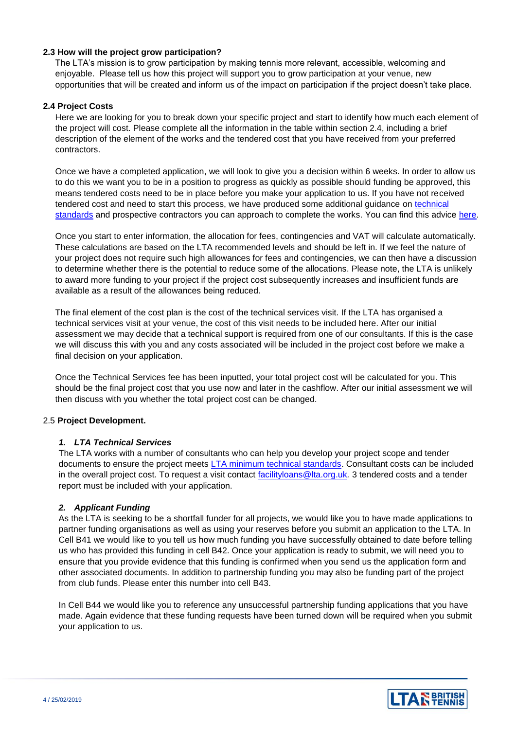### 2.3 How will the project grow participation?

The LTA's mission is to grow participation by making tennis more relevant, accessible, welcoming and enjoyable. Please tell us how this project will support you to grow participation at your venue, new opportunities that will be created and inform us of the impact on participation if the project doesn't take place.

### 2.4 Project Costs

Here we are looking for you to break down your specific project and start to identify how much each element of the project will cost. Please complete all the information in the table within section 2.4, including a brief description of the element of the works and the tendered cost that you have received from your preferred contractors.

Once we have a completed application, we will look to give you a decision within 6 weeks. In order to allow us to do this we want you to be in a position to progress as quickly as possible should funding be approved, this means tendered costs need to be in place before you make your application to us. If you have not received tendered cost and need to start this process, we have produced some additional guidance on technical standards and prospective contractors you can approach to complete the works. You can find this advice here.

Once you start to enter information, the allocation for fees, contingencies and VAT will calculate automatically. These calculations are based on the LTA recommended levels and should be left in. If we feel the nature of your project does not require such high allowances for fees and contingencies, we can then have a discussion to determine whether there is the potential to reduce some of the allocations. Please note, the LTA is unlikely to award more funding to your project if the project cost subsequently increases and insufficient funds are available as a result of the allowances being reduced.

The final element of the cost plan is the cost of the technical services visit. If the LTA has organised a technical services visit at your venue, the cost of this visit needs to be included here. After our initial assessment we may decide that a technical support is required from one of our consultants. If this is the case we will discuss this with you and any costs associated will be included in the project cost before we make a final decision on your application.

Once the Technical Services fee has been inputted, your total project cost will be calculated for you. This should be the final project cost that you use now and later in the cashflow. After our initial assessment we will then discuss with you whether the total project cost can be changed.

### 2.5 Project Development.

#### *1. LTA Technical Services*

The LTA works with a number of consultants who can help you develop your project scope and tender documents to ensure the project meets LTA minimum technical standards. Consultant costs can be included in the overall project cost. To request a visit contact facilityloans@lta.org.uk. 3 tendered costs and a tender report must be included with your application.

#### *2. Applicant Funding*

As the LTA is seeking to be a shortfall funder for all projects, we would like you to have made applications to partner funding organisations as well as using your reserves before you submit an application to the LTA. In Cell B41 we would like to you tell us how much funding you have successfully obtained to date before telling us who has provided this funding in cell B42. Once your application is ready to submit, we will need you to ensure that you provide evidence that this funding is confirmed when you send us the application form and other associated documents. In addition to partnership funding you may also be funding part of the project from club funds. Please enter this number into cell B43.

In Cell B44 we would like you to reference any unsuccessful partnership funding applications that you have made. Again evidence that these funding requests have been turned down will be required when you submit your application to us.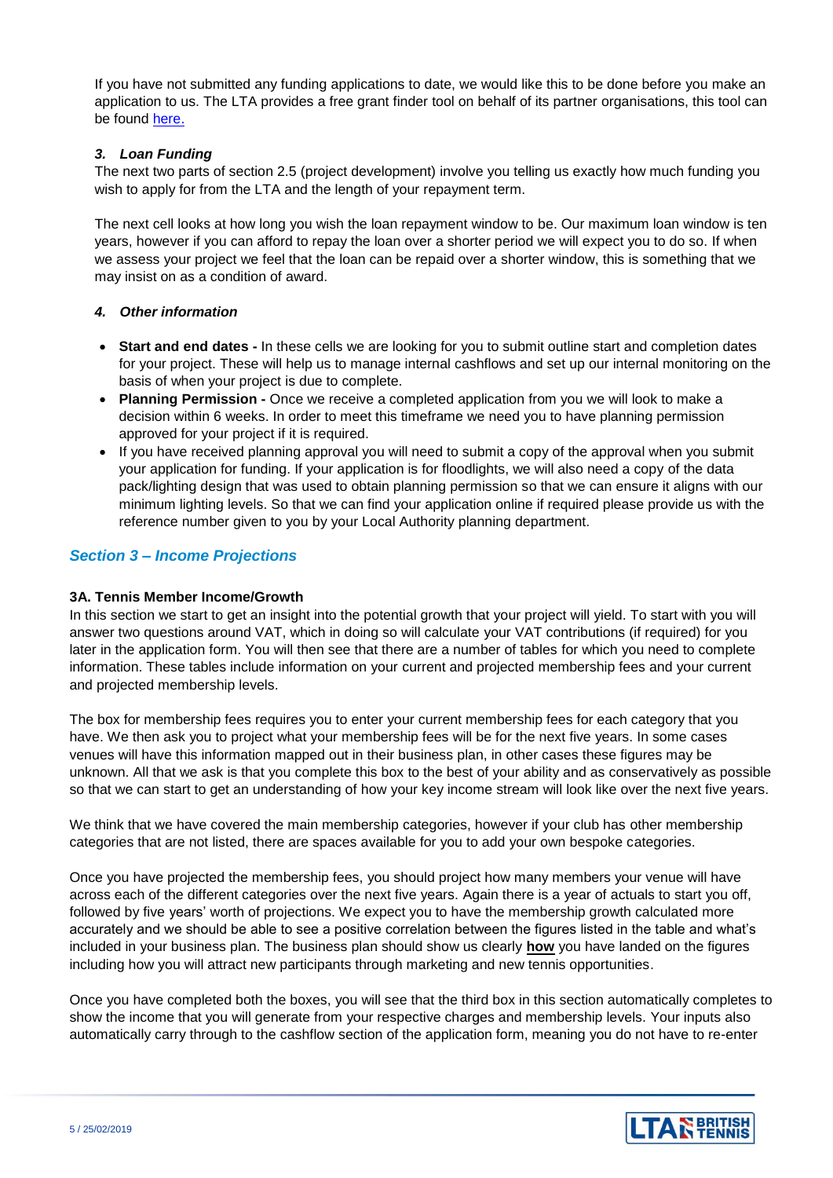If you have not submitted any funding applications to date, we would like this to be done before you make an application to us. The LTA provides a free grant finder tool on behalf of its partner organisations, this tool can be found [here.](here.)

### *3. Loan Funding*

The next two parts of section 2.5 (project development) involve you telling us exactly how much funding you wish to apply for from the LTA and the length of your repayment term.

The next cell looks at how long you wish the loan repayment window to be. Our maximum loan window is ten years, however if you can afford to repay the loan over a shorter period we will expect you to do so. If when we assess your project we feel that the loan can be repaid over a shorter window, this is something that we may insist on as a condition of award.

### *4. Other information*

- **Start and end dates -** In these cells we are looking for you to submit outline start and completion dates for your project. These will help us to manage internal cashflows and set up our internal monitoring on the basis of when your project is due to complete.
- **Planning Permission -** Once we receive a completed application from you we will look to make a decision within 6 weeks. In order to meet this timeframe we need you to have planning permission approved for your project if it is required.
- If you have received planning approval you will need to submit a copy of the approval when you submit your application for funding. If your application is for floodlights, we will also need a copy of the data pack/lighting design that was used to obtain planning permission so that we can ensure it aligns with our minimum lighting levels. So that we can find your application online if required please provide us with the reference number given to you by your Local Authority planning department.

## *Section 3 – Income Projections*

### 3A. Tennis Member Income/Growth

In this section we start to get an insight into the potential growth that your project will yield. To start with you will answer two questions around VAT, which in doing so will calculate your VAT contributions (if required) for you later in the application form. You will then see that there are a number of tables for which you need to complete information. These tables include information on your current and projected membership fees and your current and projected membership levels.

The box for membership fees requires you to enter your current membership fees for each category that you have. We then ask you to project what your membership fees will be for the next five years. In some cases venues will have this information mapped out in their business plan, in other cases these figures may be unknown. All that we ask is that you complete this box to the best of your ability and as conservatively as possible so that we can start to get an understanding of how your key income stream will look like over the next five years.

We think that we have covered the main membership categories, however if your club has other membership categories that are not listed, there are spaces available for you to add your own bespoke categories.

Once you have projected the membership fees, you should project how many members your venue will have across each of the different categories over the next five years. Again there is a year of actuals to start you off, followed by five years' worth of projections. We expect you to have the membership growth calculated more accurately and we should be able to see a positive correlation between the figures listed in the table and what's included in your business plan. The business plan should show us clearly **how** you have landed on the figures including how you will attract new participants through marketing and new tennis opportunities.

Once you have completed both the boxes, you will see that the third box in this section automatically completes to show the income that you will generate from your respective charges and membership levels. Your inputs also automatically carry through to the cashflow section of the application form, meaning you do not have to re-enter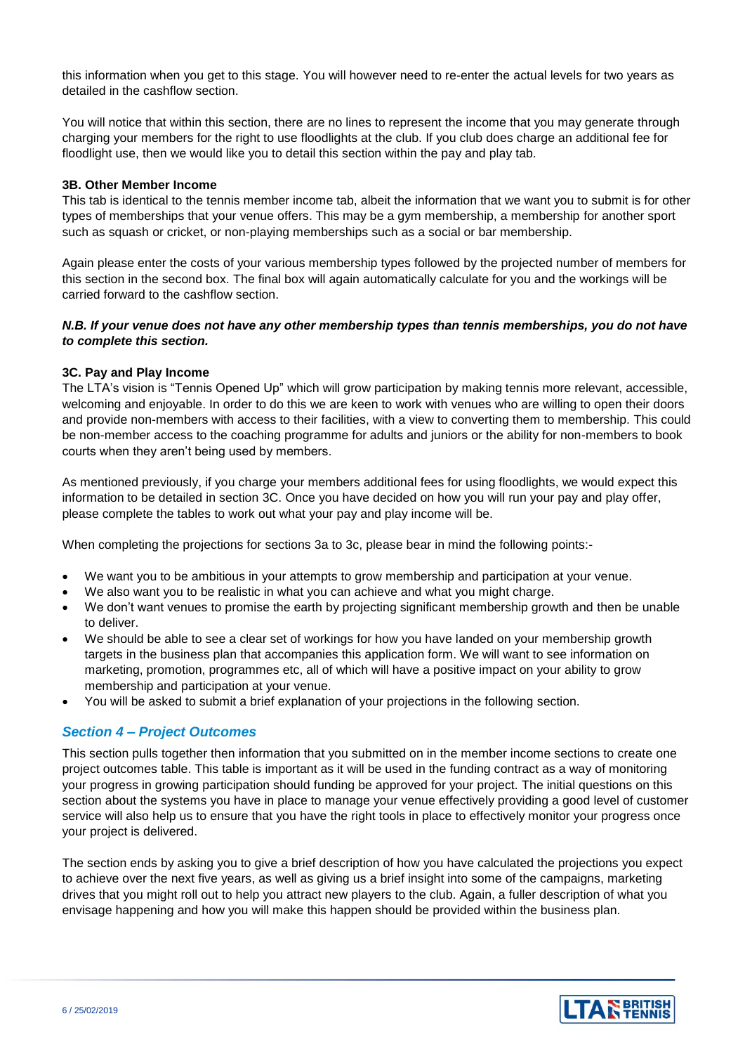this information when you get to this stage. You will however need to re-enter the actual levels for two years as detailed in the cashflow section.

You will notice that within this section, there are no lines to represent the income that you may generate through charging your members for the right to use floodlights at the club. If you club does charge an additional fee for floodlight use, then we would like you to detail this section within the pay and play tab.

**3B. Other Member Income**

This tab is identical to the tennis member income tab, albeit the information that we want you to submit is for other types of memberships that your venue offers. This may be a gym membership, a membership for another sport such as squash or cricket, or non-playing memberships such as a social or bar membership.

Again please enter the costs of your various membership types followed by the projected number of members for this section in the second box. The final box will again automatically calculate for you and the workings will be carried forward to the cashflow section.

***N.B. If your venue does not have any other membership types than tennis memberships, you do not have to complete this section.***

**3C. Pay and Play Income**

The LTA's vision is "Tennis Opened Up" which will grow participation by making tennis more relevant, accessible, welcoming and enjoyable. In order to do this we are keen to work with venues who are willing to open their doors and provide non-members with access to their facilities, with a view to converting them to membership. This could be non-member access to the coaching programme for adults and juniors or the ability for non-members to book courts when they aren't being used by members.

As mentioned previously, if you charge your members additional fees for using floodlights, we would expect this information to be detailed in section 3C. Once you have decided on how you will run your pay and play offer, please complete the tables to work out what your pay and play income will be.

When completing the projections for sections 3a to 3c, please bear in mind the following points:-

- We want you to be ambitious in your attempts to grow membership and participation at your venue.
- We also want you to be realistic in what you can achieve and what you might charge.
- We don't want venues to promise the earth by projecting significant membership growth and then be unable to deliver.
- We should be able to see a clear set of workings for how you have landed on your membership growth targets in the business plan that accompanies this application form. We will want to see information on marketing, promotion, programmes etc, all of which will have a positive impact on your ability to grow membership and participation at your venue.
- You will be asked to submit a brief explanation of your projections in the following section.

## *Section 4 – Project Outcomes*

This section pulls together then information that you submitted on in the member income sections to create one project outcomes table. This table is important as it will be used in the funding contract as a way of monitoring your progress in growing participation should funding be approved for your project. The initial questions on this section about the systems you have in place to manage your venue effectively providing a good level of customer service will also help us to ensure that you have the right tools in place to effectively monitor your progress once your project is delivered.

The section ends by asking you to give a brief description of how you have calculated the projections you expect to achieve over the next five years, as well as giving us a brief insight into some of the campaigns, marketing drives that you might roll out to help you attract new players to the club. Again, a fuller description of what you envisage happening and how you will make this happen should be provided within the business plan.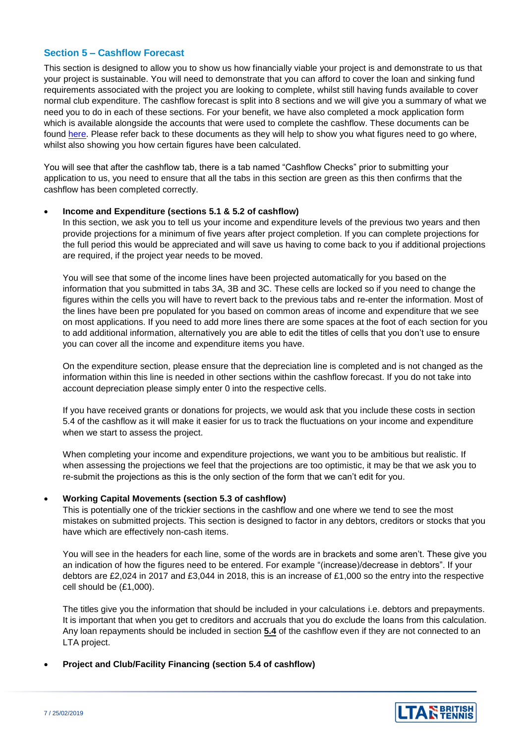## Section 5 – Cashflow Forecast

This section is designed to allow you to show us how financially viable your project is and demonstrate to us that your project is sustainable. You will need to demonstrate that you can afford to cover the loan and sinking fund requirements associated with the project you are looking to complete, whilst still having funds available to cover normal club expenditure. The cashflow forecast is split into 8 sections and we will give you a summary of what we need you to do in each of these sections. For your benefit, we have also completed a mock application form which is available alongside the accounts that were used to complete the cashflow. These documents can be found here. Please refer back to these documents as they will help to show you what figures need to go where, whilst also showing you how certain figures have been calculated.

You will see that after the cashflow tab, there is a tab named "Cashflow Checks" prior to submitting your application to us, you need to ensure that all the tabs in this section are green as this then confirms that the cashflow has been completed correctly.

- **Income and Expenditure (sections 5.1 & 5.2 of cashflow)**

  In this section, we ask you to tell us your income and expenditure levels of the previous two years and then provide projections for a minimum of five years after project completion. If you can complete projections for the full period this would be appreciated and will save us having to come back to you if additional projections are required, if the project year needs to be moved.

  You will see that some of the income lines have been projected automatically for you based on the information that you submitted in tabs 3A, 3B and 3C. These cells are locked so if you need to change the figures within the cells you will have to revert back to the previous tabs and re-enter the information. Most of the lines have been pre populated for you based on common areas of income and expenditure that we see on most applications. If you need to add more lines there are some spaces at the foot of each section for you to add additional information, alternatively you are able to edit the titles of cells that you don't use to ensure you can cover all the income and expenditure items you have.

  On the expenditure section, please ensure that the depreciation line is completed and is not changed as the information within this line is needed in other sections within the cashflow forecast. If you do not take into account depreciation please simply enter 0 into the respective cells.

  If you have received grants or donations for projects, we would ask that you include these costs in section 5.4 of the cashflow as it will make it easier for us to track the fluctuations on your income and expenditure when we start to assess the project.

  When completing your income and expenditure projections, we want you to be ambitious but realistic. If when assessing the projections we feel that the projections are too optimistic, it may be that we ask you to re-submit the projections as this is the only section of the form that we can't edit for you.

- **Working Capital Movements (section 5.3 of cashflow)**

  This is potentially one of the trickier sections in the cashflow and one where we tend to see the most mistakes on submitted projects. This section is designed to factor in any debtors, creditors or stocks that you have which are effectively non-cash items.

  You will see in the headers for each line, some of the words are in brackets and some aren't. These give you an indication of how the figures need to be entered. For example "(increase)/decrease in debtors". If your debtors are £2,024 in 2017 and £3,044 in 2018, this is an increase of £1,000 so the entry into the respective cell should be (£1,000).

  The titles give you the information that should be included in your calculations i.e. debtors and prepayments. It is important that when you get to creditors and accruals that you do exclude the loans from this calculation. Any loan repayments should be included in section **5.4** of the cashflow even if they are not connected to an LTA project.

- **Project and Club/Facility Financing (section 5.4 of cashflow)**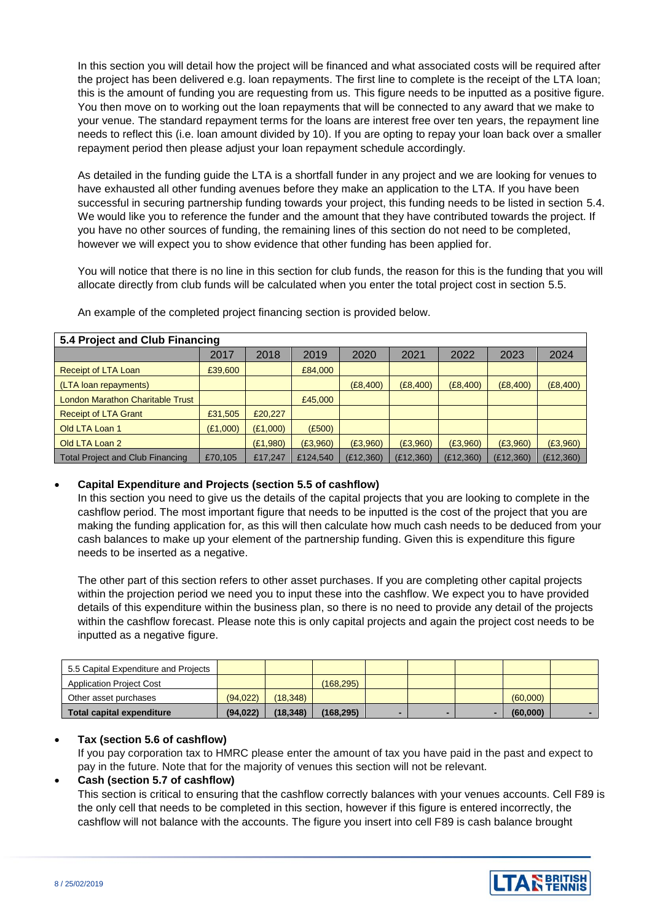In this section you will detail how the project will be financed and what associated costs will be required after the project has been delivered e.g. loan repayments. The first line to complete is the receipt of the LTA loan; this is the amount of funding you are requesting from us. This figure needs to be inputted as a positive figure. You then move on to working out the loan repayments that will be connected to any award that we make to your venue. The standard repayment terms for the loans are interest free over ten years, the repayment line needs to reflect this (i.e. loan amount divided by 10). If you are opting to repay your loan back over a smaller repayment period then please adjust your loan repayment schedule accordingly.

As detailed in the funding guide the LTA is a shortfall funder in any project and we are looking for venues to have exhausted all other funding avenues before they make an application to the LTA. If you have been successful in securing partnership funding towards your project, this funding needs to be listed in section 5.4. We would like you to reference the funder and the amount that they have contributed towards the project. If you have no other sources of funding, the remaining lines of this section do not need to be completed, however we will expect you to show evidence that other funding has been applied for.

You will notice that there is no line in this section for club funds, the reason for this is the funding that you will allocate directly from club funds will be calculated when you enter the total project cost in section 5.5.

An example of the completed project financing section is provided below.

| 5.4 Project and Club Financing | | | | | | | | |
|---|---|---|---|---|---|---|---|---|
| | 2017 | 2018 | 2019 | 2020 | 2021 | 2022 | 2023 | 2024 |
| Receipt of LTA Loan | £39,600 | | £84,000 | | | | | |
| (LTA loan repayments) | | | | (£8,400) | (£8,400) | (£8,400) | (£8,400) | (£8,400) |
| London Marathon Charitable Trust | | | £45,000 | | | | | |
| Receipt of LTA Grant | £31,505 | £20,227 | | | | | | |
| Old LTA Loan 1 | (£1,000) | (£1,000) | (£500) | | | | | |
| Old LTA Loan 2 | | (£1,980) | (£3,960) | (£3,960) | (£3,960) | (£3,960) | (£3,960) | (£3,960) |
| Total Project and Club Financing | £70,105 | £17,247 | £124,540 | (£12,360) | (£12,360) | (£12,360) | (£12,360) | (£12,360) |

- **Capital Expenditure and Projects (section 5.5 of cashflow)**
  In this section you need to give us the details of the capital projects that you are looking to complete in the cashflow period. The most important figure that needs to be inputted is the cost of the project that you are making the funding application for, as this will then calculate how much cash needs to be deduced from your cash balances to make up your element of the partnership funding. Given this is expenditure this figure needs to be inserted as a negative.

  The other part of this section refers to other asset purchases. If you are completing other capital projects within the projection period we need you to input these into the cashflow. We expect you to have provided details of this expenditure within the business plan, so there is no need to provide any detail of the projects within the cashflow forecast. Please note this is only capital projects and again the project cost needs to be inputted as a negative figure.

| 5.5 Capital Expenditure and Projects | | | | | | | | |
|---|---|---|---|---|---|---|---|---|
| Application Project Cost | | | (168,295) | | | | | |
| Other asset purchases | (94,022) | (18,348) | | | | | (60,000) | |
| Total capital expenditure | (94,022) | (18,348) | (168,295) | - | - | - | (60,000) | - |

- **Tax (section 5.6 of cashflow)**
  If you pay corporation tax to HMRC please enter the amount of tax you have paid in the past and expect to pay in the future. Note that for the majority of venues this section will not be relevant.
- **Cash (section 5.7 of cashflow)**
  This section is critical to ensuring that the cashflow correctly balances with your venues accounts. Cell F89 is the only cell that needs to be completed in this section, however if this figure is entered incorrectly, the cashflow will not balance with the accounts. The figure you insert into cell F89 is cash balance brought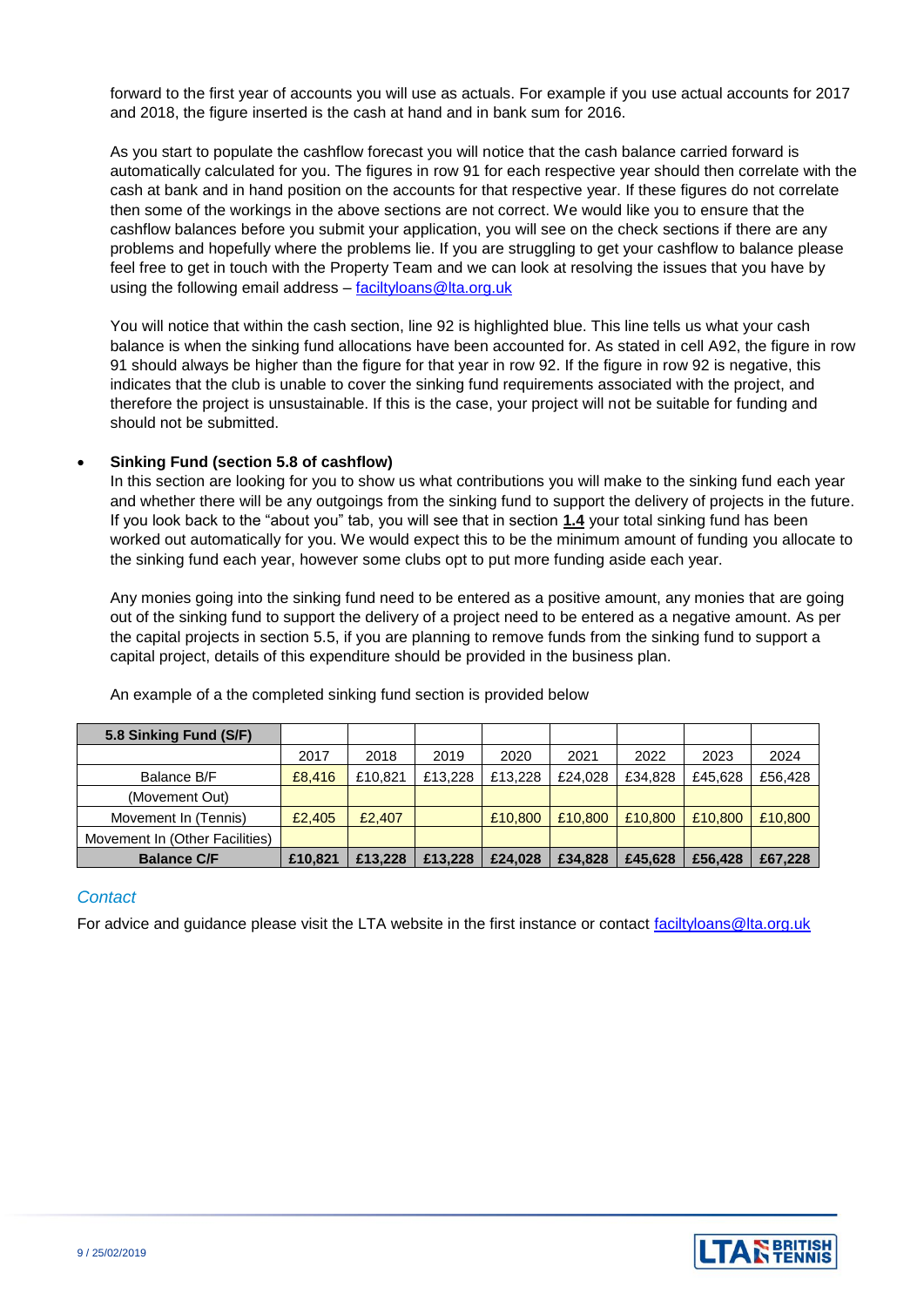forward to the first year of accounts you will use as actuals. For example if you use actual accounts for 2017 and 2018, the figure inserted is the cash at hand and in bank sum for 2016.

As you start to populate the cashflow forecast you will notice that the cash balance carried forward is automatically calculated for you. The figures in row 91 for each respective year should then correlate with the cash at bank and in hand position on the accounts for that respective year. If these figures do not correlate then some of the workings in the above sections are not correct. We would like you to ensure that the cashflow balances before you submit your application, you will see on the check sections if there are any problems and hopefully where the problems lie. If you are struggling to get your cashflow to balance please feel free to get in touch with the Property Team and we can look at resolving the issues that you have by using the following email address – faciltyloans@lta.org.uk

You will notice that within the cash section, line 92 is highlighted blue. This line tells us what your cash balance is when the sinking fund allocations have been accounted for. As stated in cell A92, the figure in row 91 should always be higher than the figure for that year in row 92. If the figure in row 92 is negative, this indicates that the club is unable to cover the sinking fund requirements associated with the project, and therefore the project is unsustainable. If this is the case, your project will not be suitable for funding and should not be submitted.

- **Sinking Fund (section 5.8 of cashflow)**
  In this section are looking for you to show us what contributions you will make to the sinking fund each year and whether there will be any outgoings from the sinking fund to support the delivery of projects in the future. If you look back to the "about you" tab, you will see that in section **1.4** your total sinking fund has been worked out automatically for you. We would expect this to be the minimum amount of funding you allocate to the sinking fund each year, however some clubs opt to put more funding aside each year.

  Any monies going into the sinking fund need to be entered as a positive amount, any monies that are going out of the sinking fund to support the delivery of a project need to be entered as a negative amount. As per the capital projects in section 5.5, if you are planning to remove funds from the sinking fund to support a capital project, details of this expenditure should be provided in the business plan.

  An example of a the completed sinking fund section is provided below

| **5.8 Sinking Fund (S/F)** | | | | | | | | |
|---|---|---|---|---|---|---|---|---|
| | 2017 | 2018 | 2019 | 2020 | 2021 | 2022 | 2023 | 2024 |
| Balance B/F | £8,416 | £10,821 | £13,228 | £13,228 | £24,028 | £34,828 | £45,628 | £56,428 |
| (Movement Out) | | | | | | | | |
| Movement In (Tennis) | £2,405 | £2,407 | | £10,800 | £10,800 | £10,800 | £10,800 | £10,800 |
| Movement In (Other Facilities) | | | | | | | | |
| **Balance C/F** | **£10,821** | **£13,228** | **£13,228** | **£24,028** | **£34,828** | **£45,628** | **£56,428** | **£67,228** |

### *Contact*

For advice and guidance please visit the LTA website in the first instance or contact faciltyloans@lta.org.uk